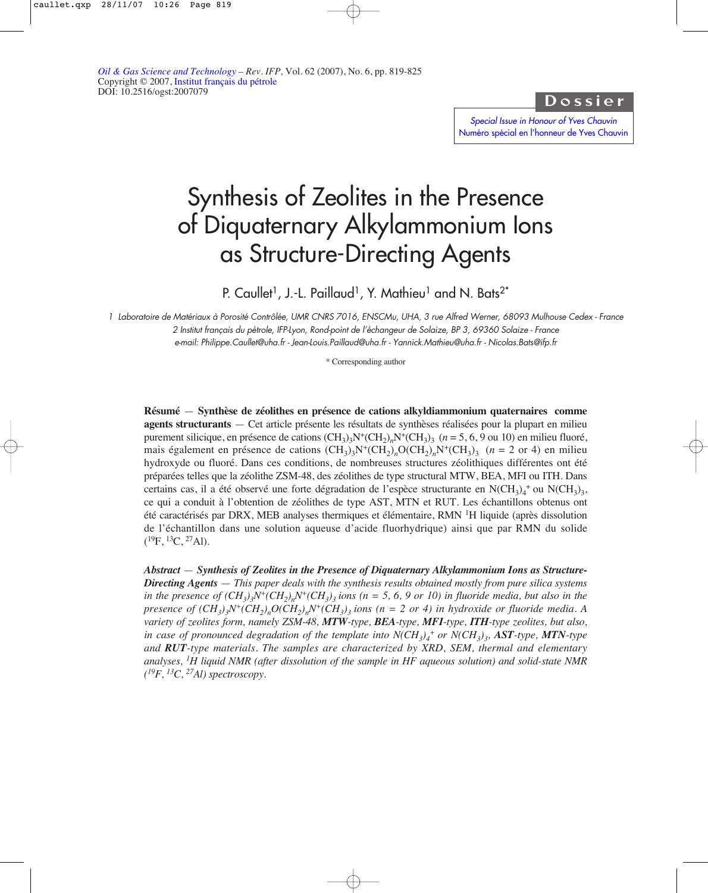Oil & Gas Science and Technology – Rev. IFP, Vol. 62 (2007), No. 6, pp. 819-825
Copyright © 2007, Institut français du pétrole
DOI: 10.2516/ogst:2007079

**Dossier**

*Special Issue in Honour of Yves Chauvin*
*Numéro spécial en l'honneur de Yves Chauvin*

# Synthesis of Zeolites in the Presence of Diquaternary Alkylammonium Ions as Structure-Directing Agents

P. Caullet[1], J.-L. Paillaud[1], Y. Mathieu[1] and N. Bats[2*]

1 Laboratoire de Matériaux à Porosité Contrôlée, UMR CNRS 7016, ENSCMu, UHA, 3 rue Alfred Werner, 68093 Mulhouse Cedex - France
2 Institut français du pétrole, IFP-Lyon, Rond-point de l'échangeur de Solaize, BP 3, 69360 Solaize - France
e-mail: Philippe.Caullet@uha.fr - Jean-Louis.Paillaud@uha.fr - Yannick.Mathieu@uha.fr - Nicolas.Bats@ifp.fr

\* Corresponding author

**Résumé — Synthèse de zéolithes en présence de cations alkyldiammonium quaternaires comme agents structurants** — Cet article présente les résultats de synthèses réalisées pour la plupart en milieu purement silicique, en présence de cations $(CH_3)_3N^+(CH_2)_nN^+(CH_3)_3$ ($n = 5, 6, 9$ ou 10) en milieu fluoré, mais également en présence de cations $(CH_3)_3N^+(CH_2)_nO(CH_2)_nN^+(CH_3)_3$ ($n = 2$ or 4) en milieu hydroxyde ou fluoré. Dans ces conditions, de nombreuses structures zéolithiques différentes ont été préparées telles que la zéolithe ZSM-48, des zéolithes de type structural MTW, BEA, MFI ou ITH. Dans certains cas, il a été observé une forte dégradation de l'espèce structurante en $N(CH_3)_4^+$ ou $N(CH_3)_3$, ce qui a conduit à l'obtention de zéolithes de type AST, MTN et RUT. Les échantillons obtenus ont été caractérisés par DRX, MEB analyses thermiques et élémentaire, RMN $^1H$ liquide (après dissolution de l'échantillon dans une solution aqueuse d'acide fluorhydrique) ainsi que par RMN du solide ($^{19}F$, $^{13}C$, $^{27}Al$).

***Abstract — Synthesis of Zeolites in the Presence of Diquaternary Alkylammonium Ions as Structure-Directing Agents*** — *This paper deals with the synthesis results obtained mostly from pure silica systems in the presence of* $(CH_3)_3N^+(CH_2)_nN^+(CH_3)_3$ *ions* ($n = 5, 6, 9$ *or* 10) *in fluoride media, but also in the presence of* $(CH_3)_3N^+(CH_2)_nO(CH_2)_nN^+(CH_3)_3$ *ions* ($n = 2$ *or* 4) *in hydroxide or fluoride media. A variety of zeolites form, namely ZSM-48,* ***MTW****-type,* ***BEA****-type,* ***MFI****-type,* ***ITH****-type zeolites, but also, in case of pronounced degradation of the template into* $N(CH_3)_4^+$ *or* $N(CH_3)_3$*,* ***AST****-type,* ***MTN****-type and* ***RUT****-type materials. The samples are characterized by XRD, SEM, thermal and elementary analyses,* $^1H$ *liquid NMR (after dissolution of the sample in HF aqueous solution) and solid-state NMR* ($^{19}F$, $^{13}C$, $^{27}Al$) *spectroscopy.*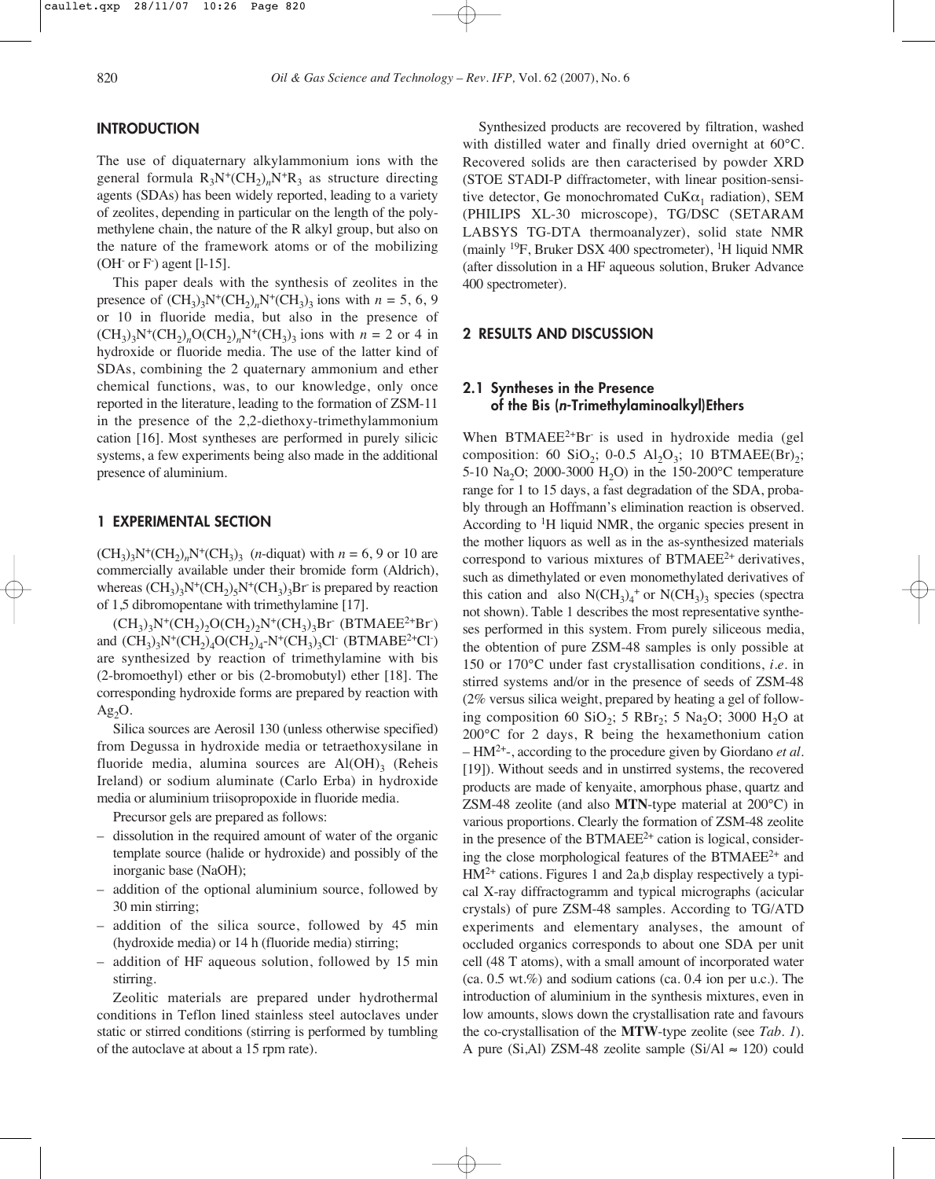## INTRODUCTION

The use of diquaternary alkylammonium ions with the general formula $R_3N^+(CH_2)_nN^+R_3$ as structure directing agents (SDAs) has been widely reported, leading to a variety of zeolites, depending in particular on the length of the polymethylene chain, the nature of the R alkyl group, but also on the nature of the framework atoms or of the mobilizing ($OH^-$ or $F^-$) agent [l-15].

This paper deals with the synthesis of zeolites in the presence of $(CH_3)_3N^+(CH_2)_nN^+(CH_3)_3$ ions with $n$ = 5, 6, 9 or 10 in fluoride media, but also in the presence of $(CH_3)_3N^+(CH_2)_nO(CH_2)_nN^+(CH_3)_3$ ions with $n$ = 2 or 4 in hydroxide or fluoride media. The use of the latter kind of SDAs, combining the 2 quaternary ammonium and ether chemical functions, was, to our knowledge, only once reported in the literature, leading to the formation of ZSM-11 in the presence of the 2,2-diethoxy-trimethylammonium cation [16]. Most syntheses are performed in purely silicic systems, a few experiments being also made in the additional presence of aluminium.

## 1 EXPERIMENTAL SECTION

$(CH_3)_3N^+(CH_2)_nN^+(CH_3)_3$ ($n$-diquat) with $n$ = 6, 9 or 10 are commercially available under their bromide form (Aldrich), whereas $(CH_3)_3N^+(CH_2)_5N^+(CH_3)_3Br^-$ is prepared by reaction of 1,5 dibromopentane with trimethylamine [17].

$(CH_3)_3N^+(CH_2)_2O(CH_2)_2N^+(CH_3)_3Br^-$ ($BTMAEE^{2+}Br^-$) and $(CH_3)_3N^+(CH_2)_4O(CH_2)_4$-$N^+(CH_3)_3Cl^-$ ($BTMABE^{2+}Cl^-$) are synthesized by reaction of trimethylamine with bis (2-bromoethyl) ether or bis (2-bromobutyl) ether [18]. The corresponding hydroxide forms are prepared by reaction with $Ag_2O$.

Silica sources are Aerosil 130 (unless otherwise specified) from Degussa in hydroxide media or tetraethoxysilane in fluoride media, alumina sources are $Al(OH)_3$ (Reheis Ireland) or sodium aluminate (Carlo Erba) in hydroxide media or aluminium triisopropoxide in fluoride media.

Precursor gels are prepared as follows:

- dissolution in the required amount of water of the organic template source (halide or hydroxide) and possibly of the inorganic base (NaOH);
- addition of the optional aluminium source, followed by 30 min stirring;
- addition of the silica source, followed by 45 min (hydroxide media) or 14 h (fluoride media) stirring;
- addition of HF aqueous solution, followed by 15 min stirring.

Zeolitic materials are prepared under hydrothermal conditions in Teflon lined stainless steel autoclaves under static or stirred conditions (stirring is performed by tumbling of the autoclave at about a 15 rpm rate).

Synthesized products are recovered by filtration, washed with distilled water and finally dried overnight at 60°C. Recovered solids are then caracterised by powder XRD (STOE STADI-P diffractometer, with linear position-sensitive detector, Ge monochromated $CuK\alpha_1$ radiation), SEM (PHILIPS XL-30 microscope), TG/DSC (SETARAM LABSYS TG-DTA thermoanalyzer), solid state NMR (mainly $^{19}F$, Bruker DSX 400 spectrometer), $^1H$ liquid NMR (after dissolution in a HF aqueous solution, Bruker Advance 400 spectrometer).

## 2 RESULTS AND DISCUSSION

### 2.1 Syntheses in the Presence of the Bis (*n*-Trimethylaminoalkyl)Ethers

When $BTMAEE^{2+}Br^-$ is used in hydroxide media (gel composition: 60 $SiO_2$; 0-0.5 $Al_2O_3$; 10 $BTMAEE(Br)_2$; 5-10 $Na_2O$; 2000-3000 $H_2O$) in the 150-200°C temperature range for 1 to 15 days, a fast degradation of the SDA, probably through an Hoffmann's elimination reaction is observed. According to $^1H$ liquid NMR, the organic species present in the mother liquors as well as in the as-synthesized materials correspond to various mixtures of $BTMAEE^{2+}$ derivatives, such as dimethylated or even monomethylated derivatives of this cation and also $N(CH_3)_4^+$ or $N(CH_3)_3$ species (spectra not shown). Table 1 describes the most representative syntheses performed in this system. From purely siliceous media, the obtention of pure ZSM-48 samples is only possible at 150 or 170°C under fast crystallisation conditions, *i.e.* in stirred systems and/or in the presence of seeds of ZSM-48 (2% versus silica weight, prepared by heating a gel of following composition 60 $SiO_2$; 5 $RBr_2$; 5 $Na_2O$; 3000 $H_2O$ at 200°C for 2 days, R being the hexamethonium cation – $HM^{2+}$-, according to the procedure given by Giordano *et al.* [19]). Without seeds and in unstirred systems, the recovered products are made of kenyaite, amorphous phase, quartz and ZSM-48 zeolite (and also **MTN**-type material at 200°C) in various proportions. Clearly the formation of ZSM-48 zeolite in the presence of the $BTMAEE^{2+}$ cation is logical, considering the close morphological features of the $BTMAEE^{2+}$ and $HM^{2+}$ cations. Figures 1 and 2a,b display respectively a typical X-ray diffractogramm and typical micrographs (acicular crystals) of pure ZSM-48 samples. According to TG/ATD experiments and elementary analyses, the amount of occluded organics corresponds to about one SDA per unit cell (48 T atoms), with a small amount of incorporated water (ca. 0.5 wt.%) and sodium cations (ca. 0.4 ion per u.c.). The introduction of aluminium in the synthesis mixtures, even in low amounts, slows down the crystallisation rate and favours the co-crystallisation of the **MTW**-type zeolite (see *Tab. 1*). A pure (Si,Al) ZSM-48 zeolite sample (Si/Al ≈ 120) could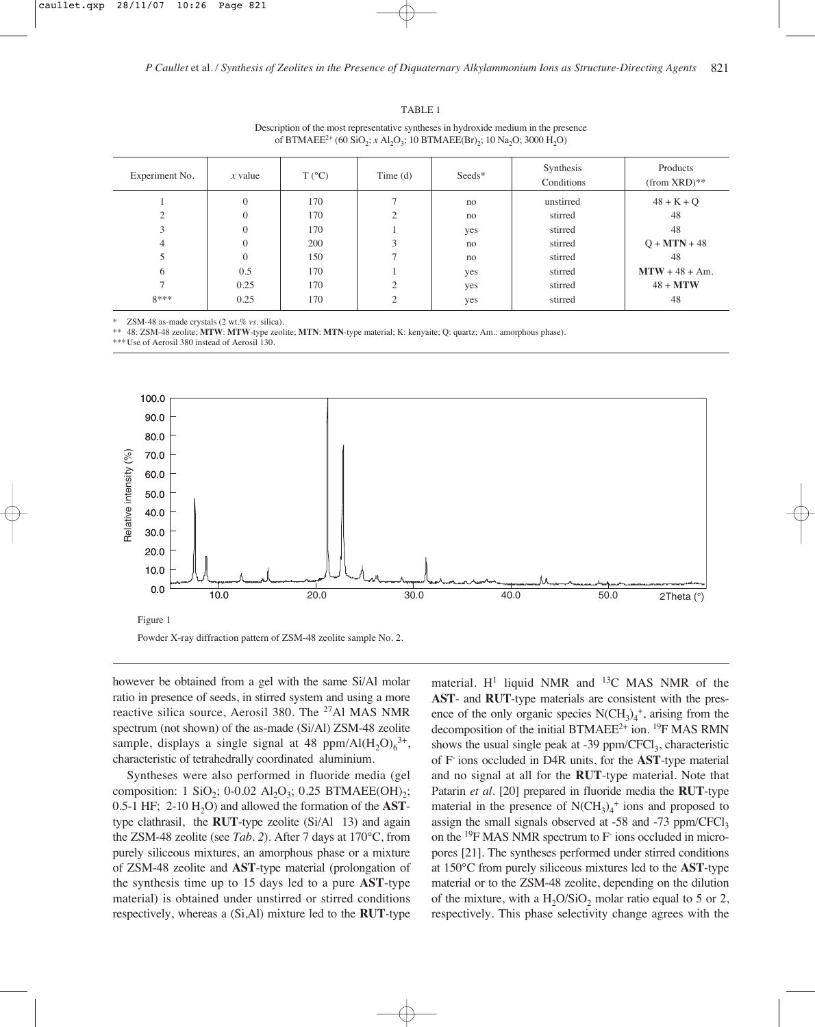TABLE 1

Description of the most representative syntheses in hydroxide medium in the presence of $BTMAEE^{2+}$ (60 $SiO_2$; $x$ $Al_2O_3$; 10 BTMAEE(Br)$_2$; 10 $Na_2O$; 3000 $H_2O$)

| Experiment No. | $x$ value | T (°C) | Time (d) | Seeds* | Synthesis Conditions | Products (from XRD)** |
|---|---|---|---|---|---|---|
| 1 | 0 | 170 | 7 | no | unstirred | 48 + K + Q |
| 2 | 0 | 170 | 2 | no | stirred | 48 |
| 3 | 0 | 170 | 1 | yes | stirred | 48 |
| 4 | 0 | 200 | 3 | no | stirred | Q + **MTN** + 48 |
| 5 | 0 | 150 | 7 | no | stirred | 48 |
| 6 | 0.5 | 170 | 1 | yes | stirred | **MTW** + 48 + Am. |
| 7 | 0.25 | 170 | 2 | yes | stirred | 48 + **MTW** |
| 8*** | 0.25 | 170 | 2 | yes | stirred | 48 |

\* ZSM-48 as-made crystals (2 wt.% *vs.* silica).
\** 48: ZSM-48 zeolite; **MTW**: **MTW**-type zeolite; **MTN**: **MTN**-type material; K: kenyaite; Q: quartz; Am.: amorphous phase).
\*** Use of Aerosil 380 instead of Aerosil 130.

Figure 1

Powder X-ray diffraction pattern of ZSM-48 zeolite sample No. 2.

however be obtained from a gel with the same Si/Al molar ratio in presence of seeds, in stirred system and using a more reactive silica source, Aerosil 380. The $^{27}$Al MAS NMR spectrum (not shown) of the as-made (Si/Al) ZSM-48 zeolite sample, displays a single signal at 48 ppm/$Al(H_2O)_6^{3+}$, characteristic of tetrahedrally coordinated aluminium.

Syntheses were also performed in fluoride media (gel composition: 1 $SiO_2$; 0-0.02 $Al_2O_3$; 0.25 BTMAEE(OH)$_2$; 0.5-1 HF; 2-10 $H_2O$) and allowed the formation of the **AST**-type clathrasil, the **RUT**-type zeolite (Si/Al 13) and again the ZSM-48 zeolite (see *Tab. 2*). After 7 days at 170°C, from purely siliceous mixtures, an amorphous phase or a mixture of ZSM-48 zeolite and **AST**-type material (prolongation of the synthesis time up to 15 days led to a pure **AST**-type material) is obtained under unstirred or stirred conditions respectively, whereas a (Si,Al) mixture led to the **RUT**-type material. H$^1$ liquid NMR and $^{13}$C MAS NMR of the **AST**- and **RUT**-type materials are consistent with the presence of the only organic species $N(CH_3)_4^+$, arising from the decomposition of the initial $BTMAEE^{2+}$ ion. $^{19}$F MAS RMN shows the usual single peak at -39 ppm/$CFCl_3$, characteristic of $F^-$ ions occluded in D4R units, for the **AST**-type material and no signal at all for the **RUT**-type material. Note that Patarin *et al*. [20] prepared in fluoride media the **RUT**-type material in the presence of $N(CH_3)_4^+$ ions and proposed to assign the small signals observed at -58 and -73 ppm/$CFCl_3$ on the $^{19}$F MAS NMR spectrum to $F^-$ ions occluded in micropores [21]. The syntheses performed under stirred conditions at 150°C from purely siliceous mixtures led to the **AST**-type material or to the ZSM-48 zeolite, depending on the dilution of the mixture, with a $H_2O/SiO_2$ molar ratio equal to 5 or 2, respectively. This phase selectivity change agrees with the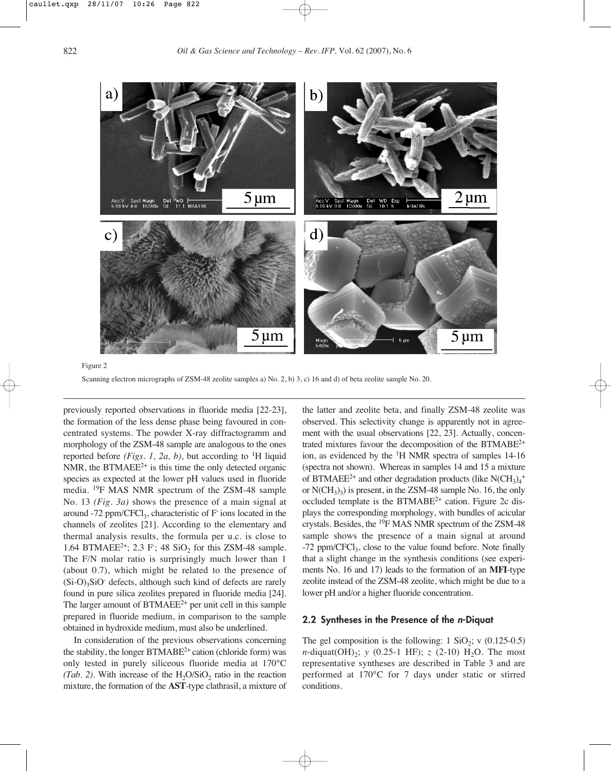Figure 2

Scanning electron micrographs of ZSM-48 zeolite samples a) No. 2, b) 3, c) 16 and d) of beta zeolite sample No. 20.

previously reported observations in fluoride media [22-23], the formation of the less dense phase being favoured in concentrated systems. The powder X-ray diffractogramm and morphology of the ZSM-48 sample are analogous to the ones reported before *(Figs. 1, 2a, b)*, but according to $^1$H liquid NMR, the $BTMAEE^{2+}$ is this time the only detected organic species as expected at the lower pH values used in fluoride media. $^{19}$F MAS NMR spectrum of the ZSM-48 sample No. 13 *(Fig. 3a)* shows the presence of a main signal at around -72 ppm/$CFCl_3$, characteristic of $F^-$ ions located in the channels of zeolites [21]. According to the elementary and thermal analysis results, the formula per u.c. is close to 1.64 $BTMAEE^{2+}$; 2.3 $F^-$; 48 $SiO_2$ for this ZSM-48 sample. The F/N molar ratio is surprisingly much lower than 1 (about 0.7), which might be related to the presence of $(Si\text{-}O)_3SiO^-$ defects, although such kind of defects are rarely found in pure silica zeolites prepared in fluoride media [24]. The larger amount of $BTMAEE^{2+}$ per unit cell in this sample prepared in fluoride medium, in comparison to the sample obtained in hydroxide medium, must also be underlined.

In consideration of the previous observations concerning the stability, the longer $BTMABE^{2+}$ cation (chloride form) was only tested in purely siliceous fluoride media at 170°C *(Tab. 2)*. With increase of the $H_2O/SiO_2$ ratio in the reaction mixture, the formation of the **AST**-type clathrasil, a mixture of the latter and zeolite beta, and finally ZSM-48 zeolite was observed. This selectivity change is apparently not in agreement with the usual observations [22, 23]. Actually, concentrated mixtures favour the decomposition of the $BTMABE^{2+}$ ion, as evidenced by the $^1$H NMR spectra of samples 14-16 (spectra not shown). Whereas in samples 14 and 15 a mixture of $BTMAEE^{2+}$ and other degradation products (like $N(CH_3)_4^+$ or $N(CH_3)_3$) is present, in the ZSM-48 sample No. 16, the only occluded template is the $BTMABE^{2+}$ cation. Figure 2c displays the corresponding morphology, with bundles of acicular crystals. Besides, the $^{19}$F MAS NMR spectrum of the ZSM-48 sample shows the presence of a main signal at around -72 ppm/$CFCl_3$, close to the value found before. Note finally that a slight change in the synthesis conditions (see experiments No. 16 and 17) leads to the formation of an **MFI**-type zeolite instead of the ZSM-48 zeolite, which might be due to a lower pH and/or a higher fluoride concentration.

## 2.2 Syntheses in the Presence of the *n*-Diquat

The gel composition is the following: 1 $SiO_2$; v (0.125-0.5) *n*-diquat$(OH)_2$; *y* (0.25-1 HF); *z* (2-10) $H_2O$. The most representative syntheses are described in Table 3 and are performed at 170°C for 7 days under static or stirred conditions.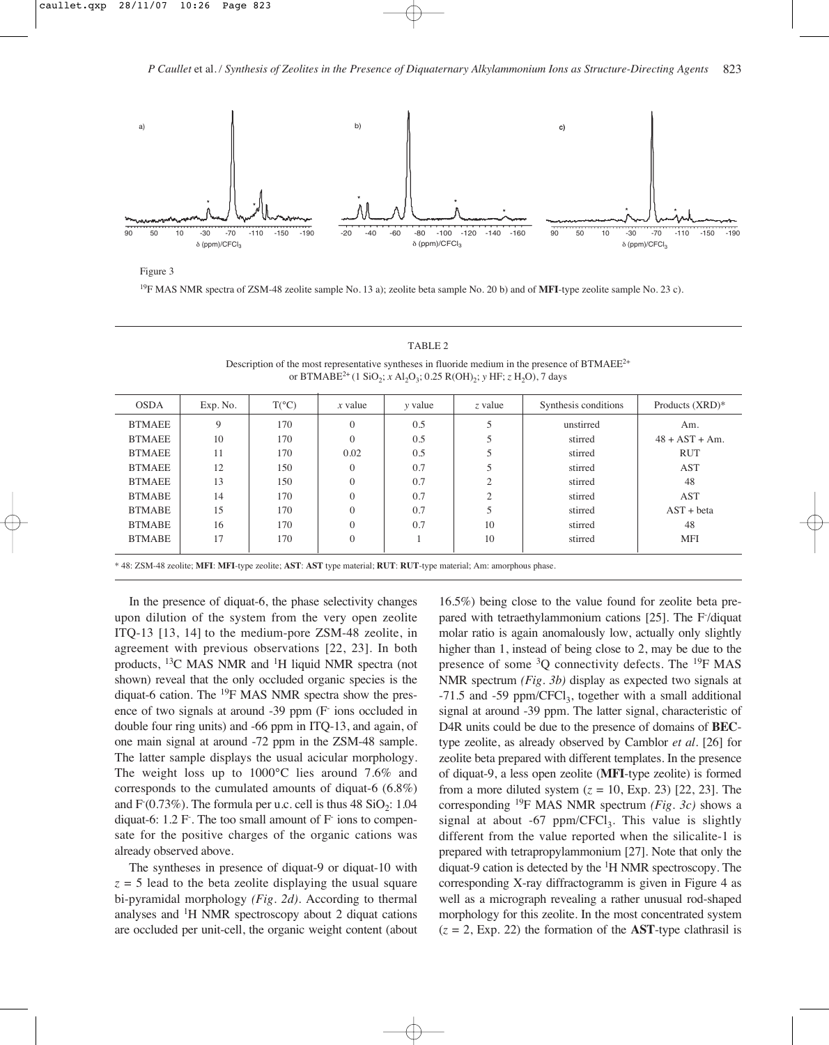Figure 3

$^{19}F$ MAS NMR spectra of ZSM-48 zeolite sample No. 13 a); zeolite beta sample No. 20 b) and of **MFI**-type zeolite sample No. 23 c).

TABLE 2

Description of the most representative syntheses in fluoride medium in the presence of $BTMAEE^{2+}$ or $BTMABE^{2+}$ (1 $SiO_2$; $x$ $Al_2O_3$; 0.25 $R(OH)_2$; $y$ HF; $z$ $H_2O$), 7 days

| OSDA | Exp. No. | T(°C) | $x$ value | $y$ value | $z$ value | Synthesis conditions | Products (XRD)* |
|---|---|---|---|---|---|---|---|
| BTMAEE | 9 | 170 | 0 | 0.5 | 5 | unstirred | Am. |
| BTMAEE | 10 | 170 | 0 | 0.5 | 5 | stirred | 48 + AST + Am. |
| BTMAEE | 11 | 170 | 0.02 | 0.5 | 5 | stirred | RUT |
| BTMAEE | 12 | 150 | 0 | 0.7 | 5 | stirred | AST |
| BTMAEE | 13 | 150 | 0 | 0.7 | 2 | stirred | 48 |
| BTMABE | 14 | 170 | 0 | 0.7 | 2 | stirred | AST |
| BTMABE | 15 | 170 | 0 | 0.7 | 5 | stirred | AST + beta |
| BTMABE | 16 | 170 | 0 | 0.7 | 10 | stirred | 48 |
| BTMABE | 17 | 170 | 0 | 1 | 10 | stirred | MFI |

\* 48: ZSM-48 zeolite; **MFI**: **MFI**-type zeolite; **AST**: **AST** type material; **RUT**: **RUT**-type material; Am: amorphous phase.

In the presence of diquat-6, the phase selectivity changes upon dilution of the system from the very open zeolite ITQ-13 [13, 14] to the medium-pore ZSM-48 zeolite, in agreement with previous observations [22, 23]. In both products, $^{13}C$ MAS NMR and $^{1}H$ liquid NMR spectra (not shown) reveal that the only occluded organic species is the diquat-6 cation. The $^{19}F$ MAS NMR spectra show the presence of two signals at around -39 ppm ($F^-$ ions occluded in double four ring units) and -66 ppm in ITQ-13, and again, of one main signal at around -72 ppm in the ZSM-48 sample. The latter sample displays the usual acicular morphology. The weight loss up to 1000°C lies around 7.6% and corresponds to the cumulated amounts of diquat-6 (6.8%) and $F^-$(0.73%). The formula per u.c. cell is thus 48 $SiO_2$: 1.04 diquat-6: 1.2 $F^-$. The too small amount of $F^-$ ions to compensate for the positive charges of the organic cations was already observed above.

The syntheses in presence of diquat-9 or diquat-10 with $z = 5$ lead to the beta zeolite displaying the usual square bi-pyramidal morphology *(Fig. 2d)*. According to thermal analyses and $^{1}H$ NMR spectroscopy about 2 diquat cations are occluded per unit-cell, the organic weight content (about 16.5%) being close to the value found for zeolite beta prepared with tetraethylammonium cations [25]. The $F^-$/diquat molar ratio is again anomalously low, actually only slightly higher than 1, instead of being close to 2, may be due to the presence of some $^{3}Q$ connectivity defects. The $^{19}F$ MAS NMR spectrum *(Fig. 3b)* display as expected two signals at -71.5 and -59 ppm/$CFCl_3$, together with a small additional signal at around -39 ppm. The latter signal, characteristic of D4R units could be due to the presence of domains of **BEC**-type zeolite, as already observed by Camblor *et al.* [26] for zeolite beta prepared with different templates. In the presence of diquat-9, a less open zeolite (**MFI**-type zeolite) is formed from a more diluted system ($z = 10$, Exp. 23) [22, 23]. The corresponding $^{19}F$ MAS NMR spectrum *(Fig. 3c)* shows a signal at about -67 ppm/$CFCl_3$. This value is slightly different from the value reported when the silicalite-1 is prepared with tetrapropylammonium [27]. Note that only the diquat-9 cation is detected by the $^{1}H$ NMR spectroscopy. The corresponding X-ray diffractogramm is given in Figure 4 as well as a micrograph revealing a rather unusual rod-shaped morphology for this zeolite. In the most concentrated system ($z = 2$, Exp. 22) the formation of the **AST**-type clathrasil is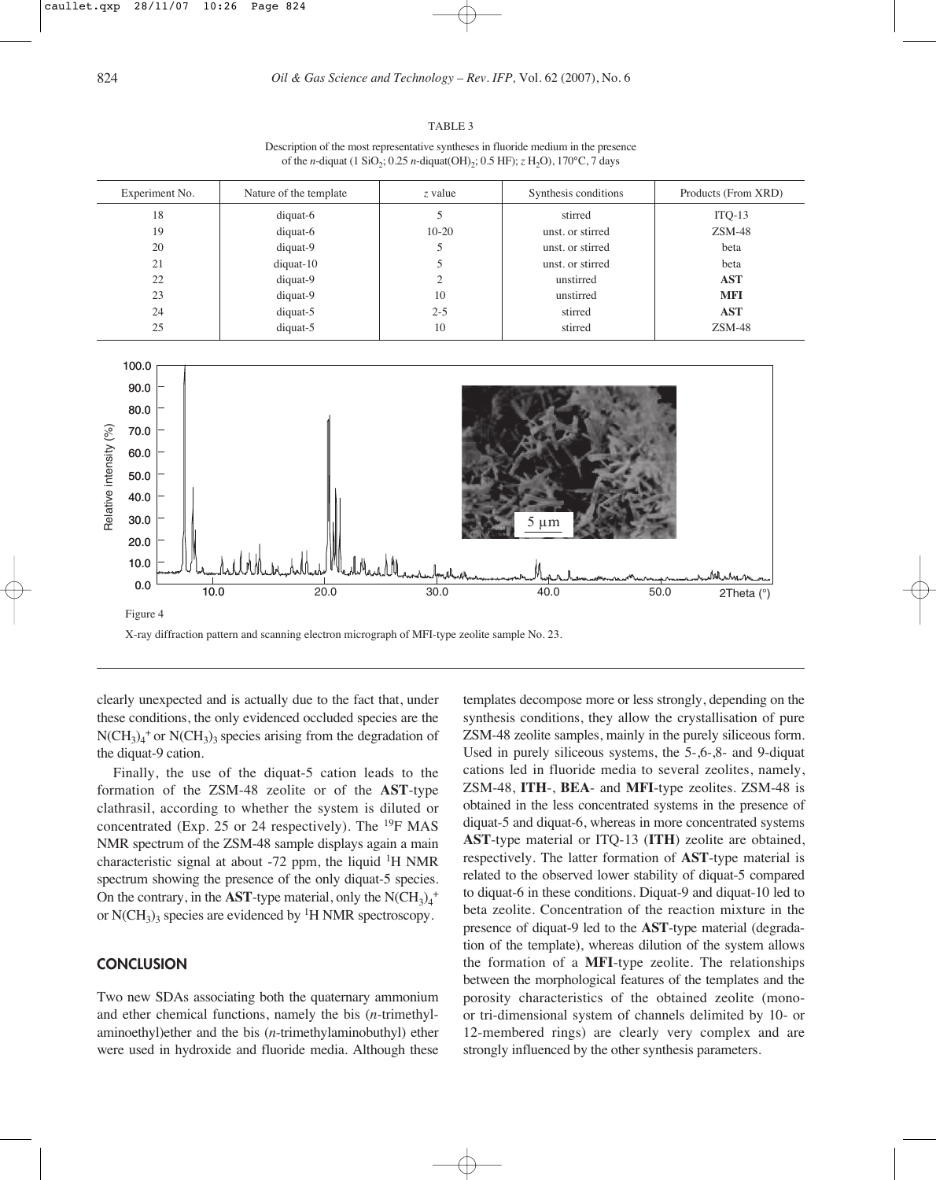TABLE 3

Description of the most representative syntheses in fluoride medium in the presence of the *n*-diquat (1 $SiO_2$; 0.25 *n*-diquat$(OH)_2$; 0.5 HF; *z* $H_2O$), 170°C, 7 days

| Experiment No. | Nature of the template | *z* value | Synthesis conditions | Products (From XRD) |
|---|---|---|---|---|
| 18 | diquat-6 | 5 | stirred | ITQ-13 |
| 19 | diquat-6 | 10-20 | unst. or stirred | ZSM-48 |
| 20 | diquat-9 | 5 | unst. or stirred | beta |
| 21 | diquat-10 | 5 | unst. or stirred | beta |
| 22 | diquat-9 | 2 | unstirred | **AST** |
| 23 | diquat-9 | 10 | unstirred | **MFI** |
| 24 | diquat-5 | 2-5 | stirred | **AST** |
| 25 | diquat-5 | 10 | stirred | ZSM-48 |

Figure 4

X-ray diffraction pattern and scanning electron micrograph of MFI-type zeolite sample No. 23.

clearly unexpected and is actually due to the fact that, under these conditions, the only evidenced occluded species are the $N(CH_3)_4^+$ or $N(CH_3)_3$ species arising from the degradation of the diquat-9 cation.

Finally, the use of the diquat-5 cation leads to the formation of the ZSM-48 zeolite or of the **AST**-type clathrasil, according to whether the system is diluted or concentrated (Exp. 25 or 24 respectively). The $^{19}F$ MAS NMR spectrum of the ZSM-48 sample displays again a main characteristic signal at about -72 ppm, the liquid $^1H$ NMR spectrum showing the presence of the only diquat-5 species. On the contrary, in the **AST**-type material, only the $N(CH_3)_4^+$ or $N(CH_3)_3$ species are evidenced by $^1H$ NMR spectroscopy.

## CONCLUSION

Two new SDAs associating both the quaternary ammonium and ether chemical functions, namely the bis (*n*-trimethylaminoethyl)ether and the bis (*n*-trimethylaminobuthyl) ether were used in hydroxide and fluoride media. Although these templates decompose more or less strongly, depending on the synthesis conditions, they allow the crystallisation of pure ZSM-48 zeolite samples, mainly in the purely siliceous form. Used in purely siliceous systems, the 5-,6-,8- and 9-diquat cations led in fluoride media to several zeolites, namely, ZSM-48, **ITH**-, **BEA**- and **MFI**-type zeolites. ZSM-48 is obtained in the less concentrated systems in the presence of diquat-5 and diquat-6, whereas in more concentrated systems **AST**-type material or ITQ-13 (**ITH**) zeolite are obtained, respectively. The latter formation of **AST**-type material is related to the observed lower stability of diquat-5 compared to diquat-6 in these conditions. Diquat-9 and diquat-10 led to beta zeolite. Concentration of the reaction mixture in the presence of diquat-9 led to the **AST**-type material (degradation of the template), whereas dilution of the system allows the formation of a **MFI**-type zeolite. The relationships between the morphological features of the templates and the porosity characteristics of the obtained zeolite (mono- or tri-dimensional system of channels delimited by 10- or 12-membered rings) are clearly very complex and are strongly influenced by the other synthesis parameters.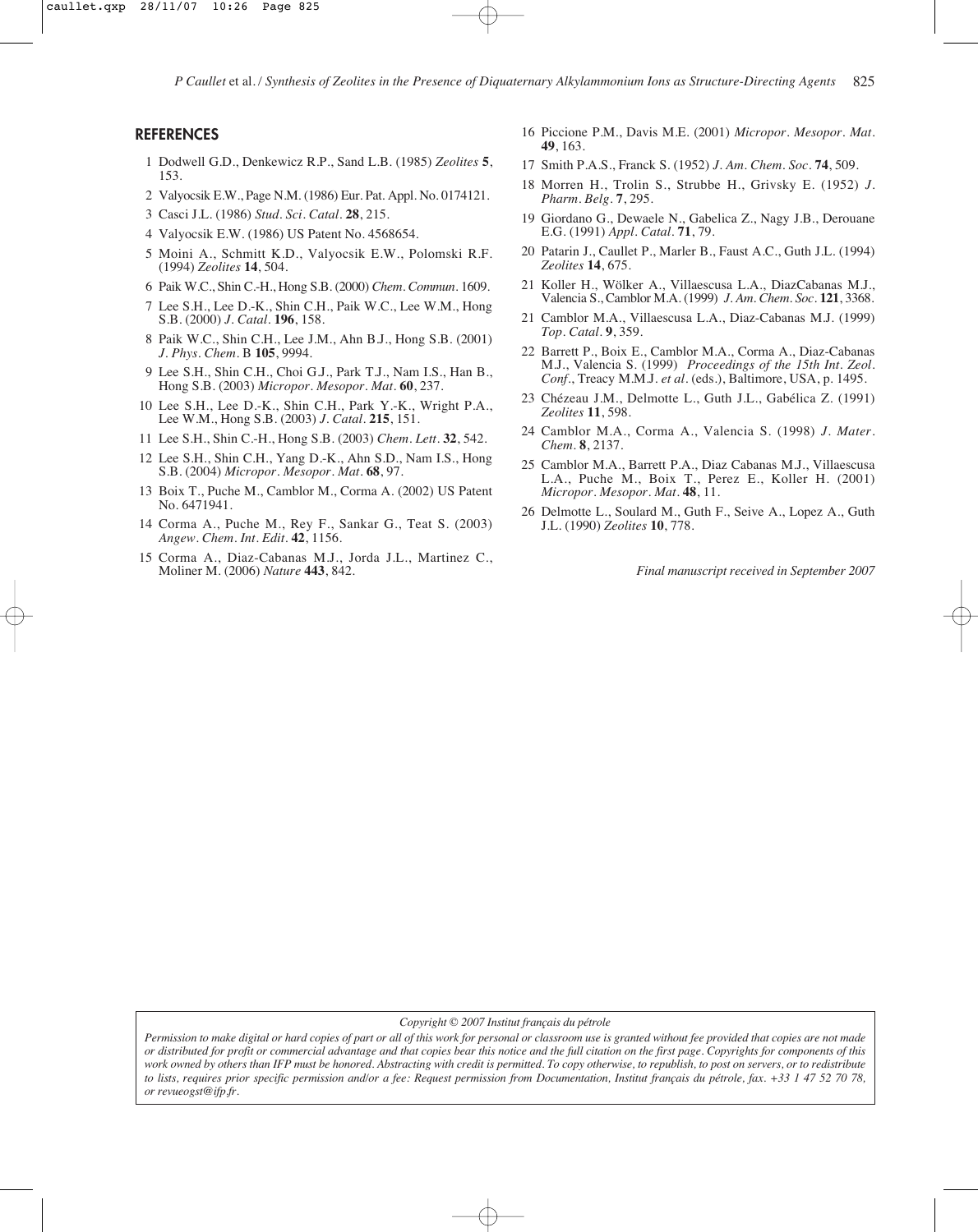## REFERENCES

1 Dodwell G.D., Denkewicz R.P., Sand L.B. (1985) *Zeolites* **5**, 153.

2 Valyocsik E.W., Page N.M. (1986) Eur. Pat. Appl. No. 0174121.

3 Casci J.L. (1986) *Stud. Sci. Catal.* **28**, 215.

4 Valyocsik E.W. (1986) US Patent No. 4568654.

5 Moini A., Schmitt K.D., Valyocsik E.W., Polomski R.F. (1994) *Zeolites* **14**, 504.

6 Paik W.C., Shin C.-H., Hong S.B. (2000) *Chem. Commun.* 1609.

7 Lee S.H., Lee D.-K., Shin C.H., Paik W.C., Lee W.M., Hong S.B. (2000) *J. Catal.* **196**, 158.

8 Paik W.C., Shin C.H., Lee J.M., Ahn B.J., Hong S.B. (2001) *J. Phys. Chem.* B **105**, 9994.

9 Lee S.H., Shin C.H., Choi G.J., Park T.J., Nam I.S., Han B., Hong S.B. (2003) *Micropor. Mesopor. Mat.* **60**, 237.

10 Lee S.H., Lee D.-K., Shin C.H., Park Y.-K., Wright P.A., Lee W.M., Hong S.B. (2003) *J. Catal.* **215**, 151.

11 Lee S.H., Shin C.-H., Hong S.B. (2003) *Chem. Lett.* **32**, 542.

12 Lee S.H., Shin C.H., Yang D.-K., Ahn S.D., Nam I.S., Hong S.B. (2004) *Micropor. Mesopor. Mat.* **68**, 97.

13 Boix T., Puche M., Camblor M., Corma A. (2002) US Patent No. 6471941.

14 Corma A., Puche M., Rey F., Sankar G., Teat S. (2003) *Angew. Chem. Int. Edit.* **42**, 1156.

15 Corma A., Diaz-Cabanas M.J., Jorda J.L., Martinez C., Moliner M. (2006) *Nature* **443**, 842.

16 Piccione P.M., Davis M.E. (2001) *Micropor. Mesopor. Mat.* **49**, 163.

17 Smith P.A.S., Franck S. (1952) *J. Am. Chem. Soc.* **74**, 509.

18 Morren H., Trolin S., Strubbe H., Grivsky E. (1952) *J. Pharm. Belg.* **7**, 295.

19 Giordano G., Dewaele N., Gabelica Z., Nagy J.B., Derouane E.G. (1991) *Appl. Catal.* **71**, 79.

20 Patarin J., Caullet P., Marler B., Faust A.C., Guth J.L. (1994) *Zeolites* **14**, 675.

21 Koller H., Wölker A., Villaescusa L.A., DiazCabanas M.J., Valencia S., Camblor M.A. (1999) *J. Am. Chem. Soc.* **121**, 3368.

21 Camblor M.A., Villaescusa L.A., Diaz-Cabanas M.J. (1999) *Top. Catal.* **9**, 359.

22 Barrett P., Boix E., Camblor M.A., Corma A., Diaz-Cabanas M.J., Valencia S. (1999) *Proceedings of the 15th Int. Zeol. Conf.*, Treacy M.M.J. *et al.* (eds.), Baltimore, USA, p. 1495.

23 Chézeau J.M., Delmotte L., Guth J.L., Gabélica Z. (1991) *Zeolites* **11**, 598.

24 Camblor M.A., Corma A., Valencia S. (1998) *J. Mater. Chem.* **8**, 2137.

25 Camblor M.A., Barrett P.A., Diaz Cabanas M.J., Villaescusa L.A., Puche M., Boix T., Perez E., Koller H. (2001) *Micropor. Mesopor. Mat.* **48**, 11.

26 Delmotte L., Soulard M., Guth F., Seive A., Lopez A., Guth J.L. (1990) *Zeolites* **10**, 778.

*Final manuscript received in September 2007*

*Copyright © 2007 Institut français du pétrole*

*Permission to make digital or hard copies of part or all of this work for personal or classroom use is granted without fee provided that copies are not made or distributed for profit or commercial advantage and that copies bear this notice and the full citation on the first page. Copyrights for components of this work owned by others than IFP must be honored. Abstracting with credit is permitted. To copy otherwise, to republish, to post on servers, or to redistribute to lists, requires prior specific permission and/or a fee: Request permission from Documentation, Institut français du pétrole, fax. +33 1 47 52 70 78, or revueogst@ifp.fr.*